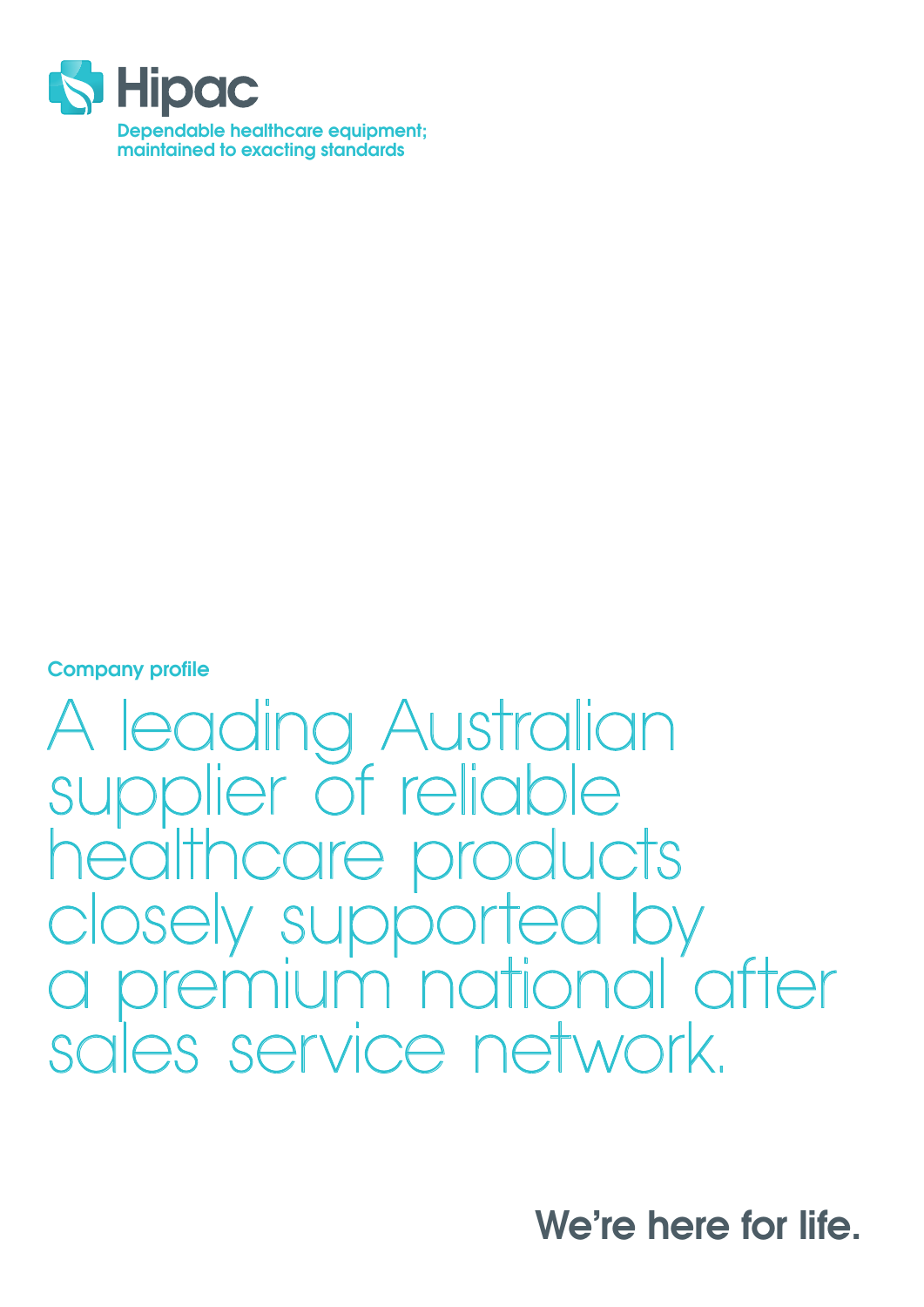# Hipac

Dependable healthcare equipment; maintained to exacting standards

**Company profile**

## A leading Australian supplier of reliable healthcare products closely supported by a premium national after sales service network.

**We're here for life.**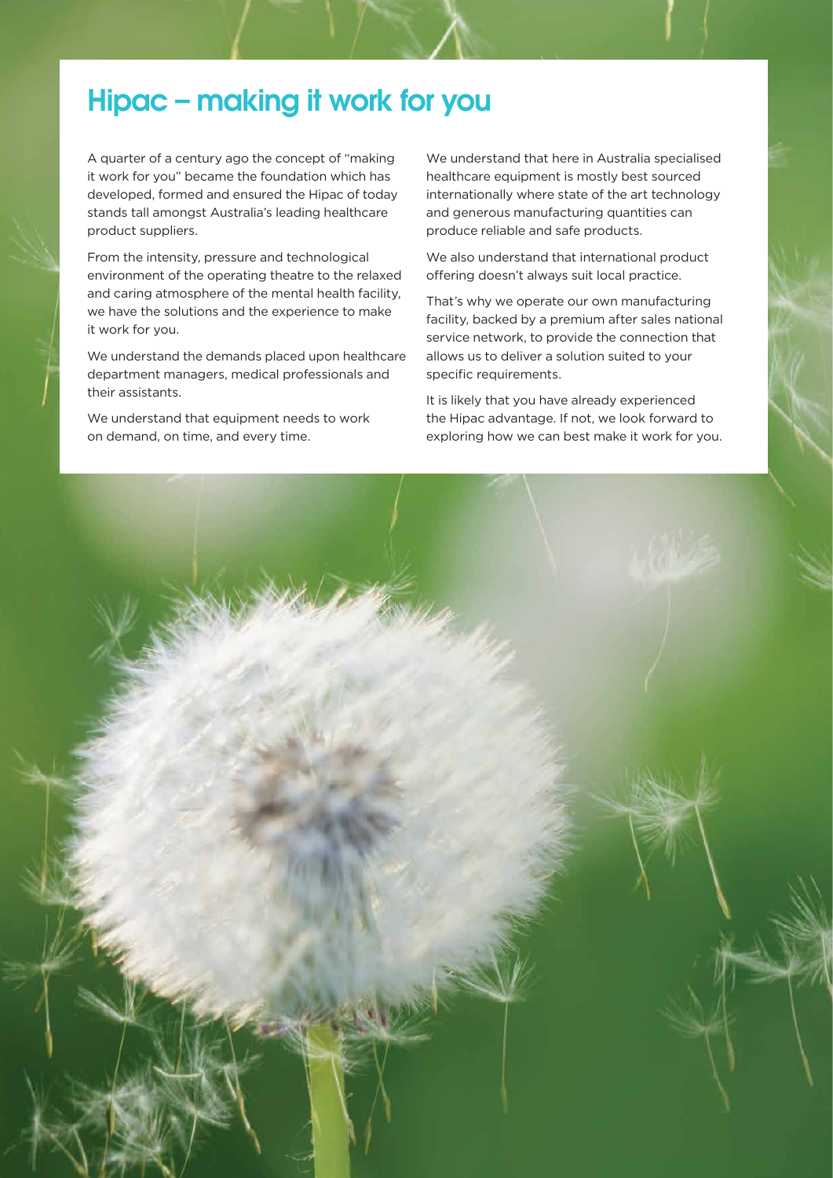# Hipac – making it work for you

A quarter of a century ago the concept of "making it work for you" became the foundation which has developed, formed and ensured the Hipac of today stands tall amongst Australia's leading healthcare product suppliers.

From the intensity, pressure and technological environment of the operating theatre to the relaxed and caring atmosphere of the mental health facility, we have the solutions and the experience to make it work for you.

We understand the demands placed upon healthcare department managers, medical professionals and their assistants.

We understand that equipment needs to work on demand, on time, and every time.

We understand that here in Australia specialised healthcare equipment is mostly best sourced internationally where state of the art technology and generous manufacturing quantities can produce reliable and safe products.

We also understand that international product offering doesn't always suit local practice.

That's why we operate our own manufacturing facility, backed by a premium after sales national service network, to provide the connection that allows us to deliver a solution suited to your specific requirements.

It is likely that you have already experienced the Hipac advantage. If not, we look forward to exploring how we can best make it work for you.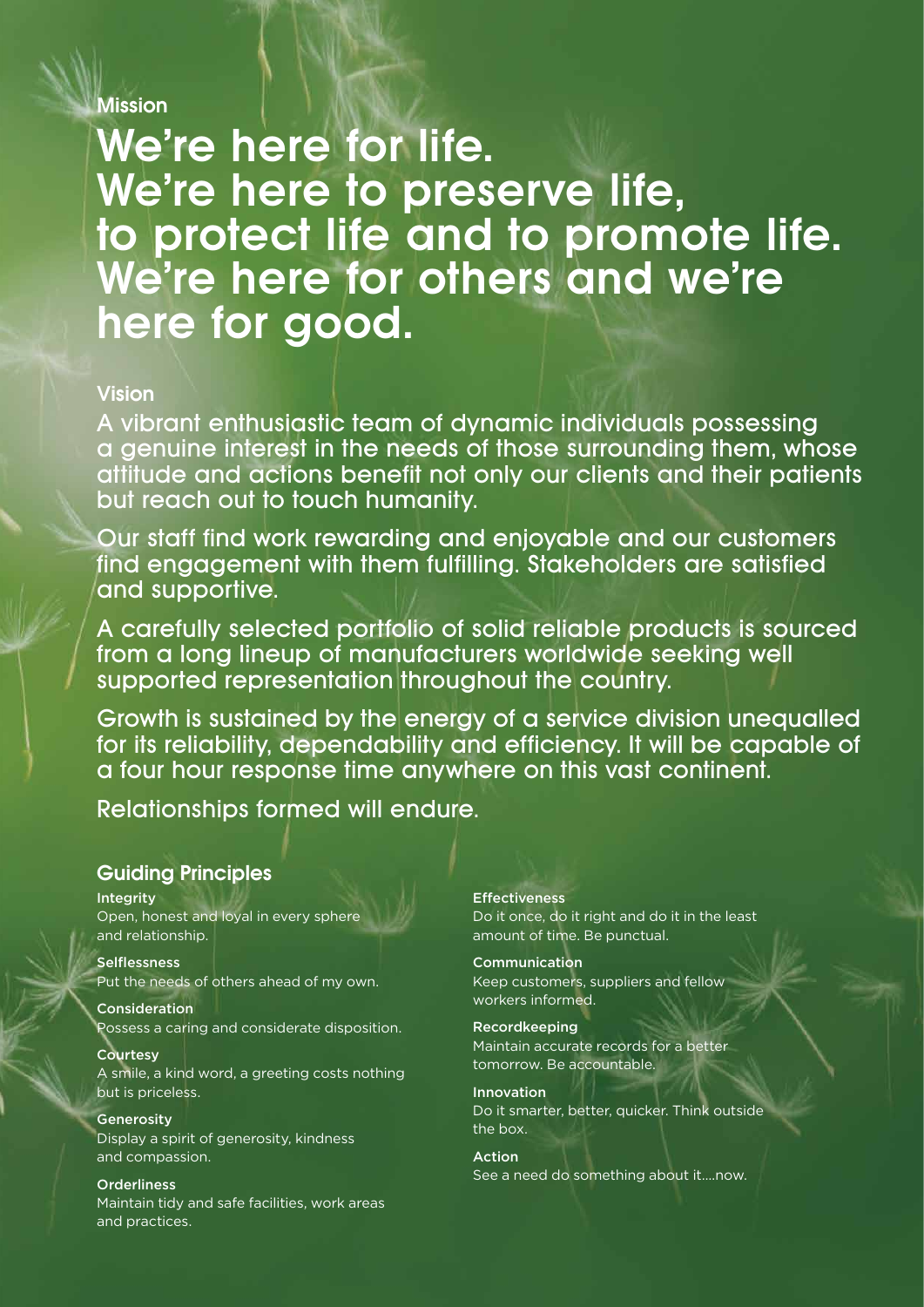## Mission

# We're here for life. We're here to preserve life, to protect life and to promote life. We're here for others and we're here for good.

## Vision

A vibrant enthusiastic team of dynamic individuals possessing a genuine interest in the needs of those surrounding them, whose attitude and actions benefit not only our clients and their patients but reach out to touch humanity.

Our staff find work rewarding and enjoyable and our customers find engagement with them fulfilling. Stakeholders are satisfied and supportive.

A carefully selected portfolio of solid reliable products is sourced from a long lineup of manufacturers worldwide seeking well supported representation throughout the country.

Growth is sustained by the energy of a service division unequalled for its reliability, dependability and efficiency. It will be capable of a four hour response time anywhere on this vast continent.

Relationships formed will endure.

## Guiding Principles

**Integrity**
Open, honest and loyal in every sphere and relationship.

**Selflessness**
Put the needs of others ahead of my own.

**Consideration**
Possess a caring and considerate disposition.

**Courtesy**
A smile, a kind word, a greeting costs nothing but is priceless.

**Generosity**
Display a spirit of generosity, kindness and compassion.

**Orderliness**
Maintain tidy and safe facilities, work areas and practices.

**Effectiveness**
Do it once, do it right and do it in the least amount of time. Be punctual.

**Communication**
Keep customers, suppliers and fellow workers informed.

**Recordkeeping**
Maintain accurate records for a better tomorrow. Be accountable.

**Innovation**
Do it smarter, better, quicker. Think outside the box.

**Action**
See a need do something about it....now.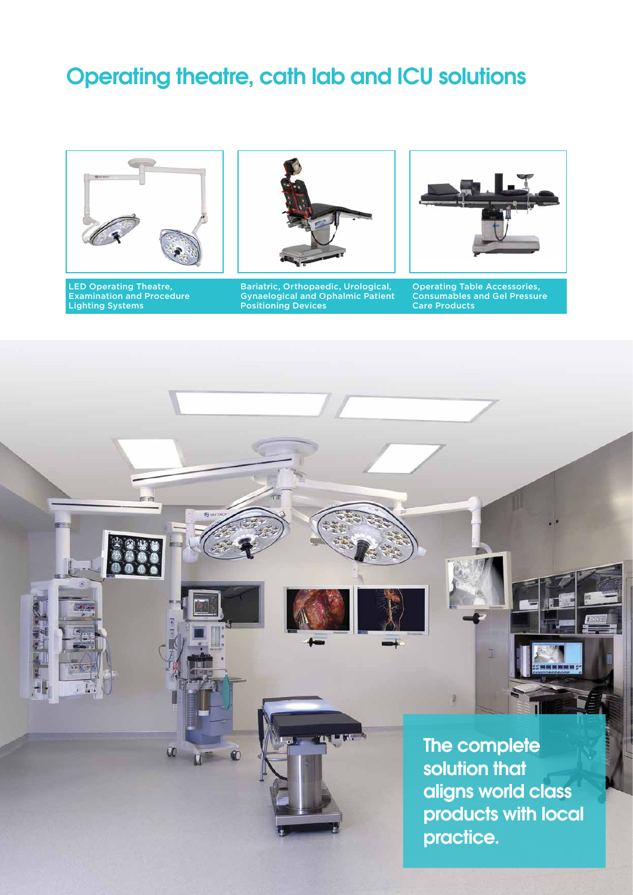# Operating theatre, cath lab and ICU solutions

LED Operating Theatre, Examination and Procedure Lighting Systems

Bariatric, Orthopaedic, Urological, Gynaelogical and Ophalmic Patient Positioning Devices

Operating Table Accessories, Consumables and Gel Pressure Care Products

**The complete solution that aligns world class products with local practice.**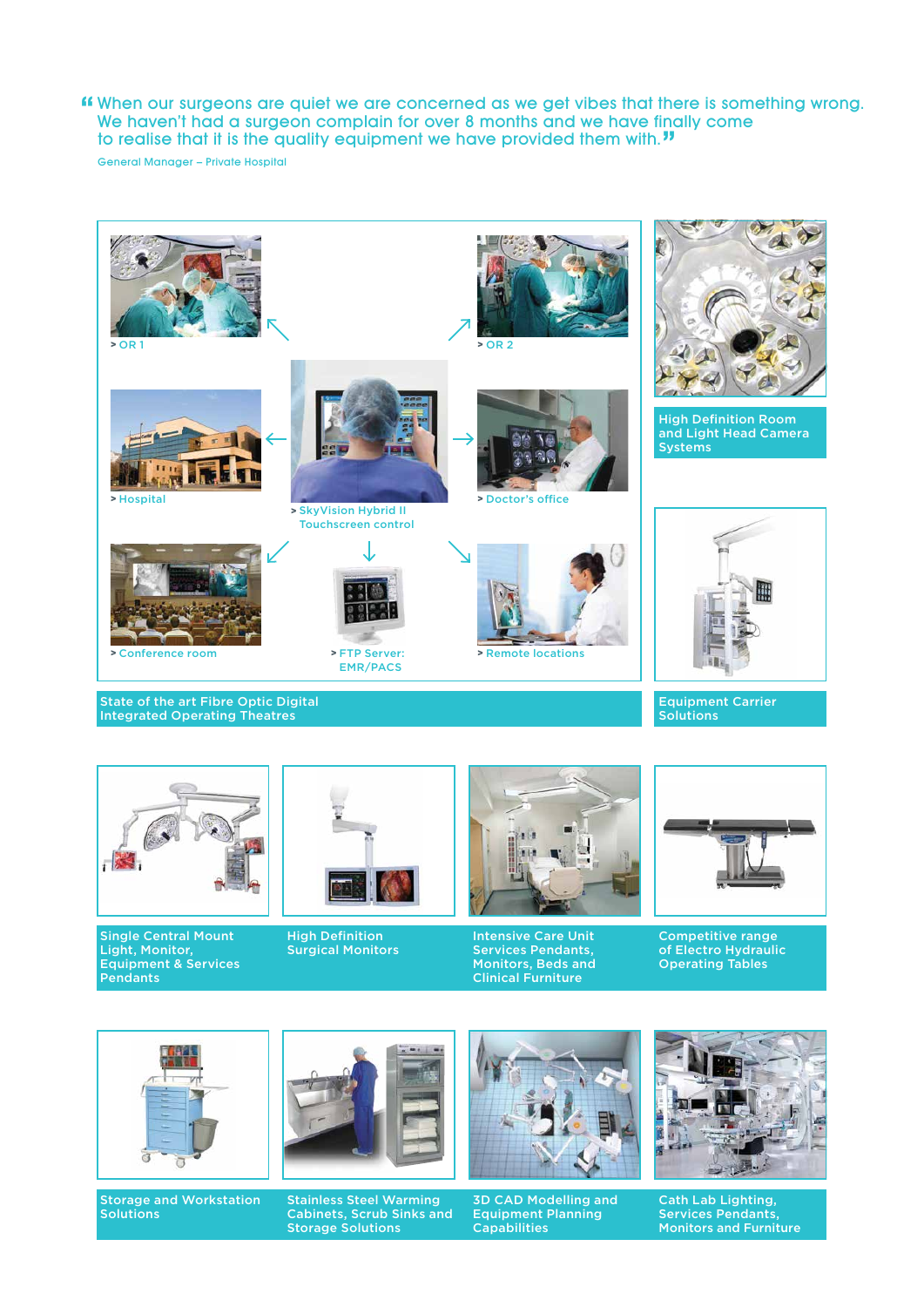> “When our surgeons are quiet we are concerned as we get vibes that there is something wrong. We haven't had a surgeon complain for over 8 months and we have finally come to realise that it is the quality equipment we have provided them with.”
>
> General Manager – Private Hospital

> OR 1

> OR 2

> Hospital

> SkyVision Hybrid II Touchscreen control

> Doctor's office

> Conference room

> FTP Server: EMR/PACS

> Remote locations

State of the art Fibre Optic Digital Integrated Operating Theatres

High Definition Room and Light Head Camera Systems

Equipment Carrier Solutions

Single Central Mount Light, Monitor, Equipment & Services Pendants

High Definition Surgical Monitors

Intensive Care Unit Services Pendants, Monitors, Beds and Clinical Furniture

Competitive range of Electro Hydraulic Operating Tables

Storage and Workstation Solutions

Stainless Steel Warming Cabinets, Scrub Sinks and Storage Solutions

3D CAD Modelling and Equipment Planning Capabilities

Cath Lab Lighting, Services Pendants, Monitors and Furniture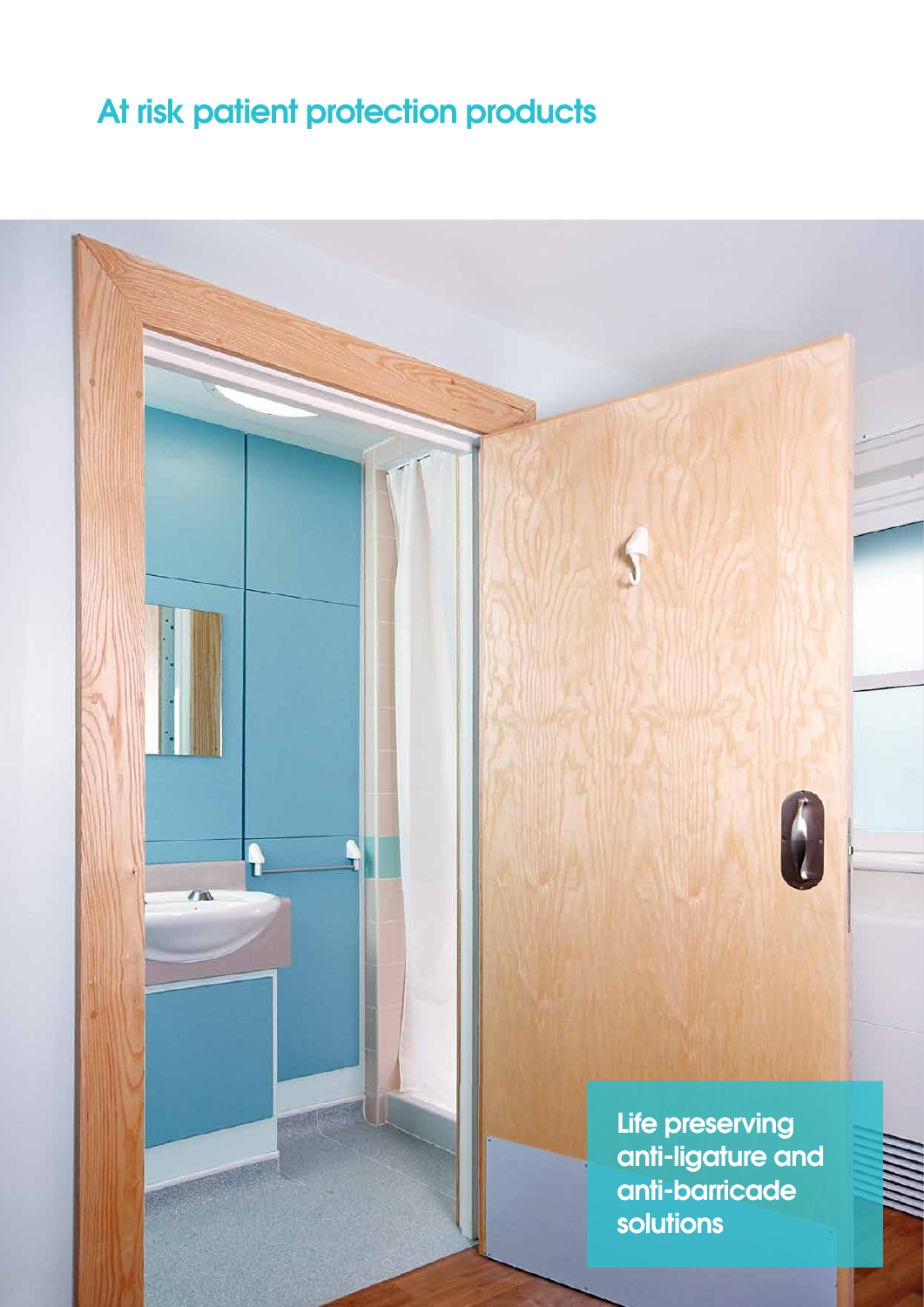# At risk patient protection products

Life preserving anti-ligature and anti-barricade solutions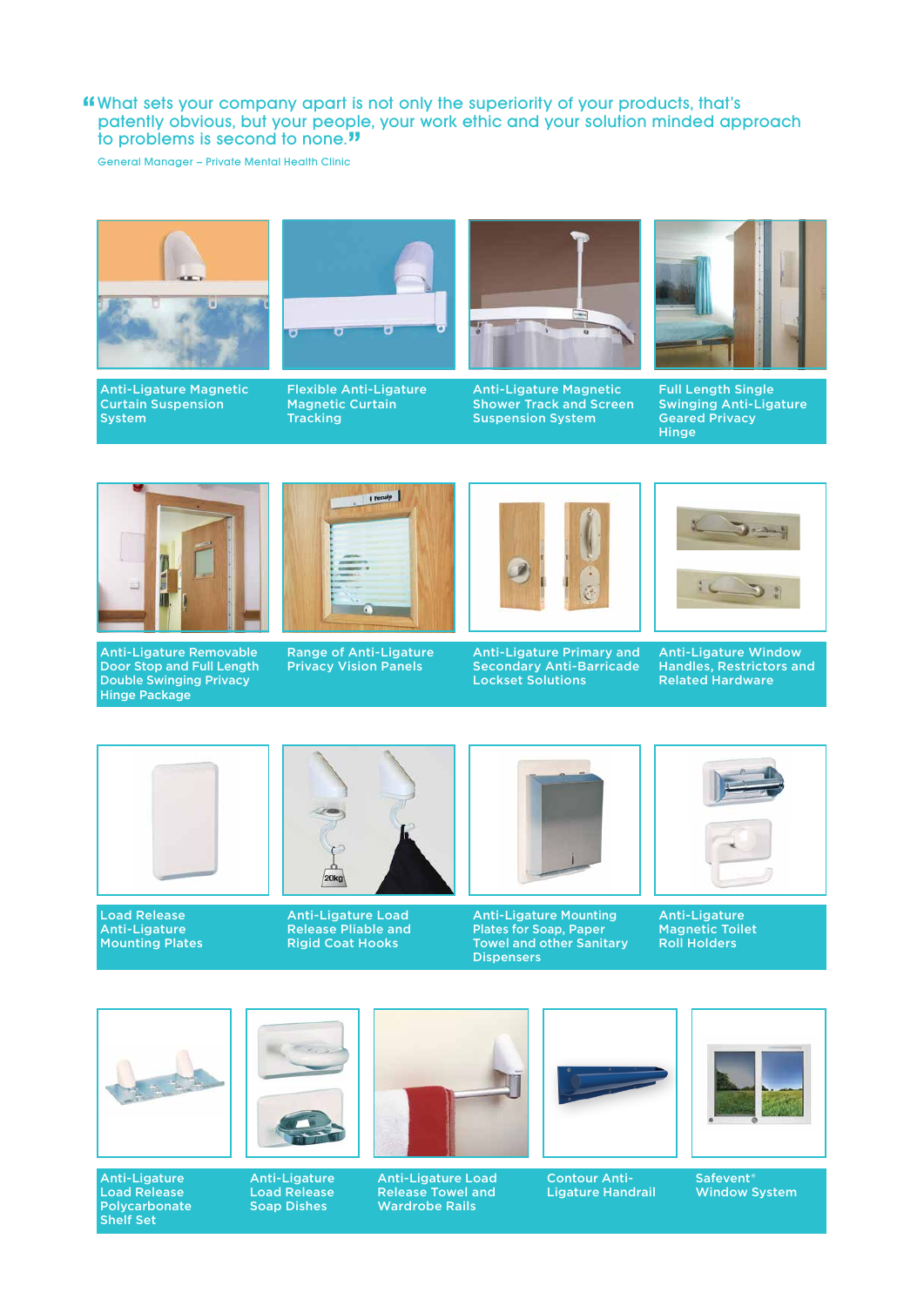> "What sets your company apart is not only the superiority of your products, that's patently obvious, but your people, your work ethic and your solution minded approach to problems is second to none."

General Manager – Private Mental Health Clinic

Anti-Ligature Magnetic Curtain Suspension System

Flexible Anti-Ligature Magnetic Curtain Tracking

Anti-Ligature Magnetic Shower Track and Screen Suspension System

Full Length Single Swinging Anti-Ligature Geared Privacy Hinge

Anti-Ligature Removable Door Stop and Full Length Double Swinging Privacy Hinge Package

Range of Anti-Ligature Privacy Vision Panels

Anti-Ligature Primary and Secondary Anti-Barricade Lockset Solutions

Anti-Ligature Window Handles, Restrictors and Related Hardware

Load Release Anti-Ligature Mounting Plates

Anti-Ligature Load Release Pliable and Rigid Coat Hooks

Anti-Ligature Mounting Plates for Soap, Paper Towel and other Sanitary Dispensers

Anti-Ligature Magnetic Toilet Roll Holders

Anti-Ligature Load Release Polycarbonate Shelf Set

Anti-Ligature Load Release Soap Dishes

Anti-Ligature Load Release Towel and Wardrobe Rails

Contour Anti-Ligature Handrail

Safevent® Window System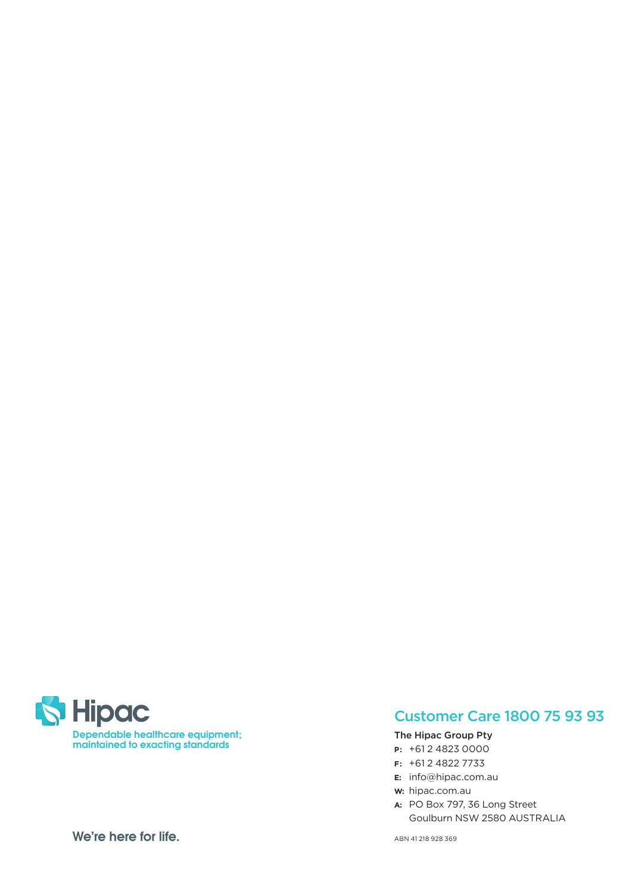Hipac

Dependable healthcare equipment;
maintained to exacting standards

We're here for life.

## Customer Care 1800 75 93 93

The Hipac Group Pty

**P:** +61 2 4823 0000
**F:** +61 2 4822 7733
**E:** info@hipac.com.au
**W:** hipac.com.au
**A:** PO Box 797, 36 Long Street
Goulburn NSW 2580 AUSTRALIA

ABN 41 218 928 369